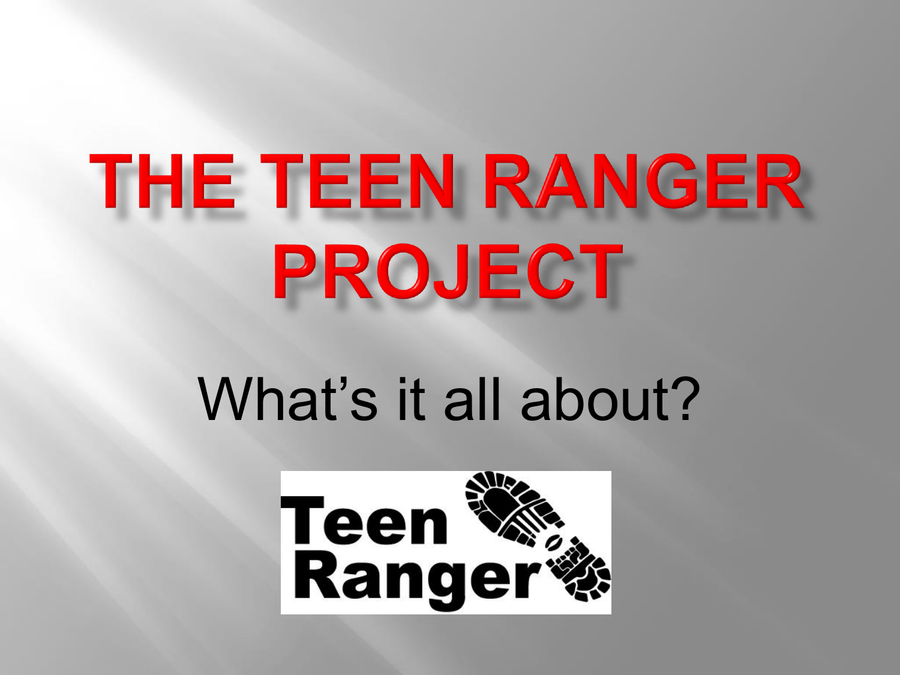# THE TEEN RANGER PROJECT

What's it all about?

Teen Ranger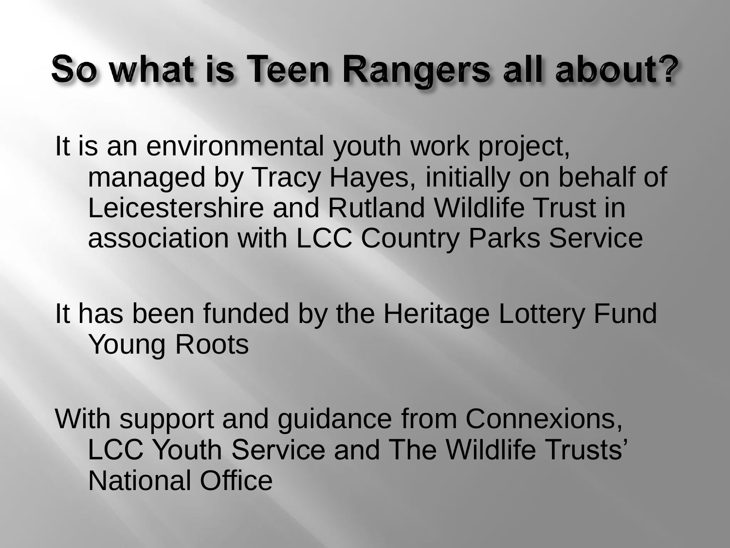# So what is Teen Rangers all about?

It is an environmental youth work project, managed by Tracy Hayes, initially on behalf of Leicestershire and Rutland Wildlife Trust in association with LCC Country Parks Service

It has been funded by the Heritage Lottery Fund Young Roots

With support and guidance from Connexions, LCC Youth Service and The Wildlife Trusts' National Office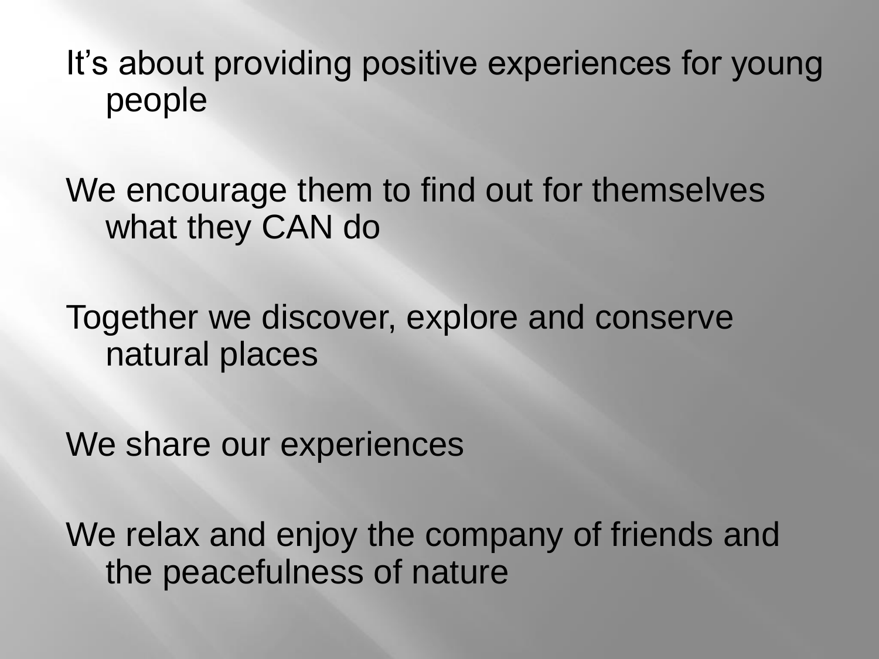It's about providing positive experiences for young people

We encourage them to find out for themselves what they CAN do

Together we discover, explore and conserve natural places

We share our experiences

We relax and enjoy the company of friends and the peacefulness of nature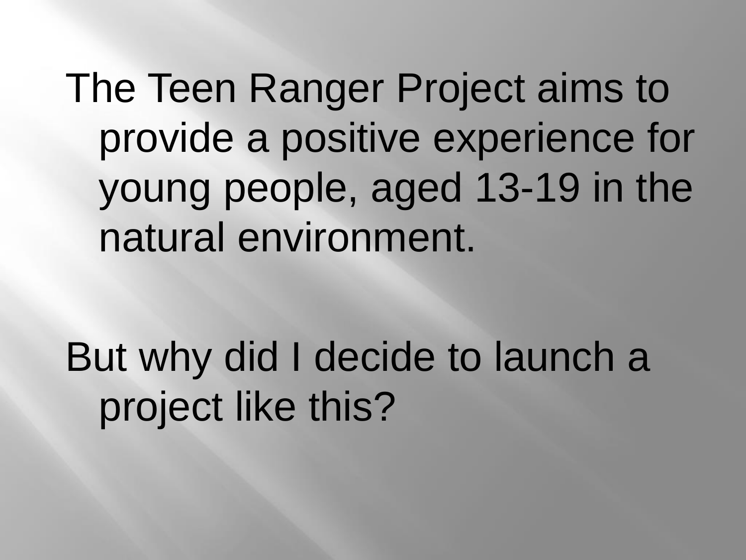The Teen Ranger Project aims to provide a positive experience for young people, aged 13-19 in the natural environment.

But why did I decide to launch a project like this?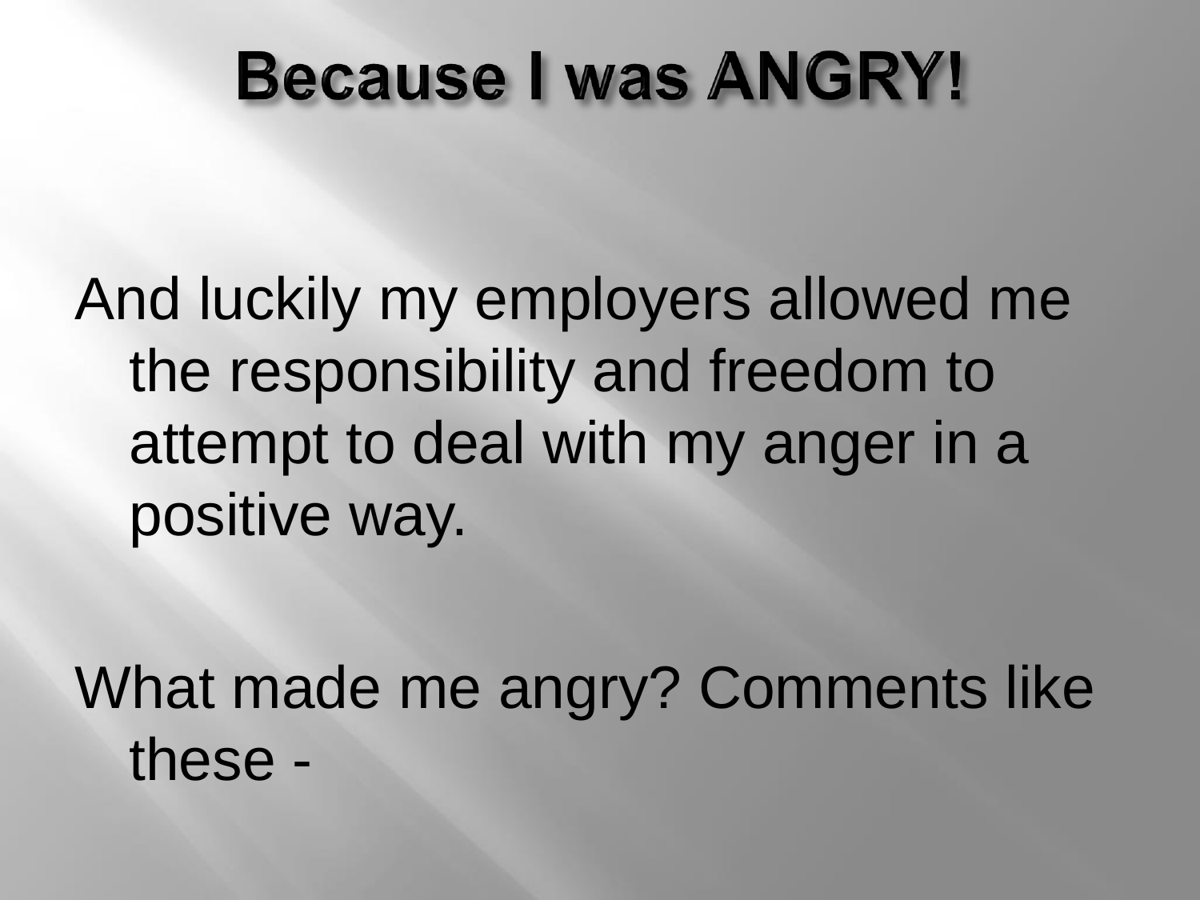# Because I was ANGRY!

And luckily my employers allowed me the responsibility and freedom to attempt to deal with my anger in a positive way.

What made me angry? Comments like these -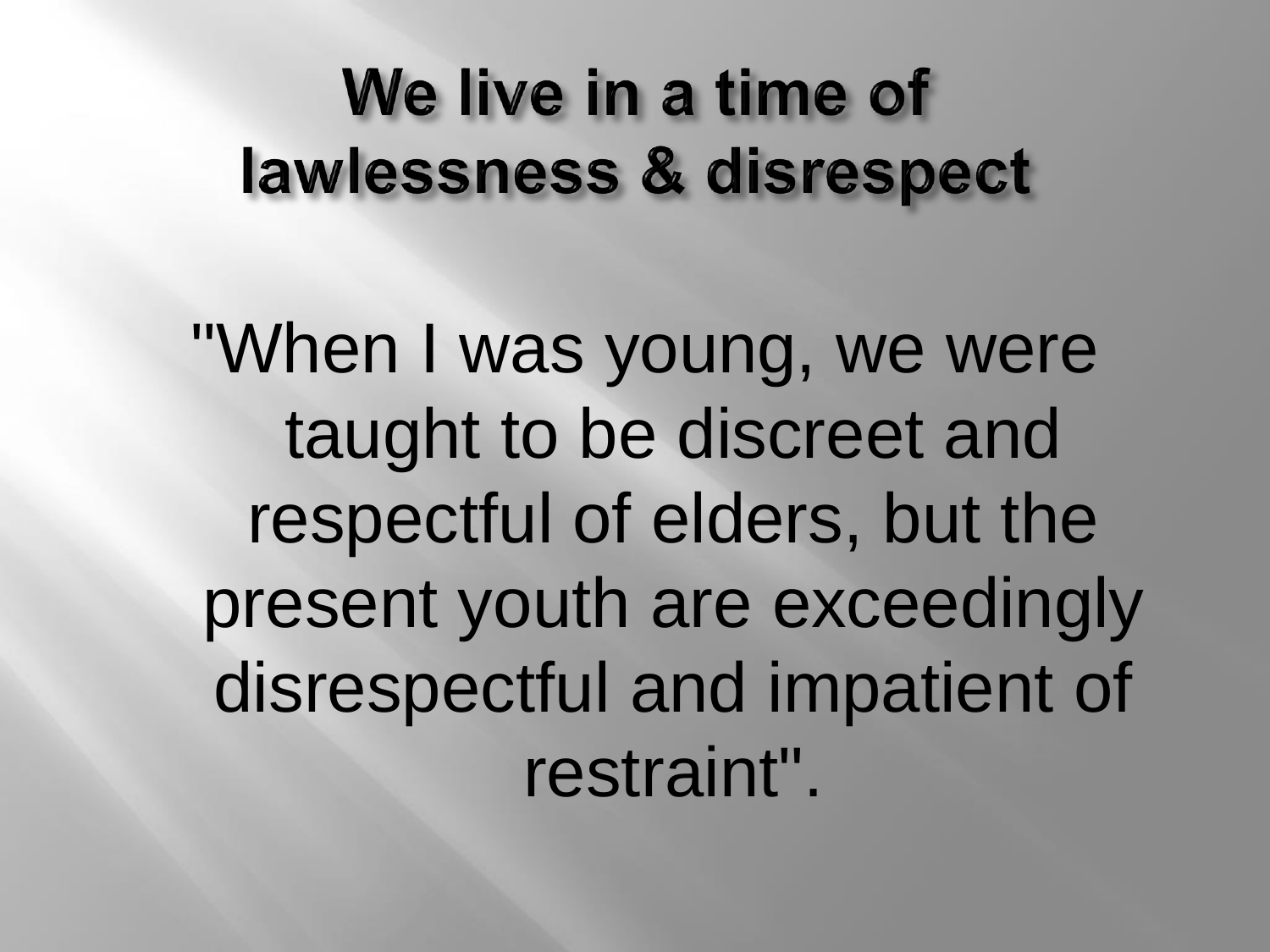# We live in a time of lawlessness & disrespect

"When I was young, we were taught to be discreet and respectful of elders, but the present youth are exceedingly disrespectful and impatient of restraint".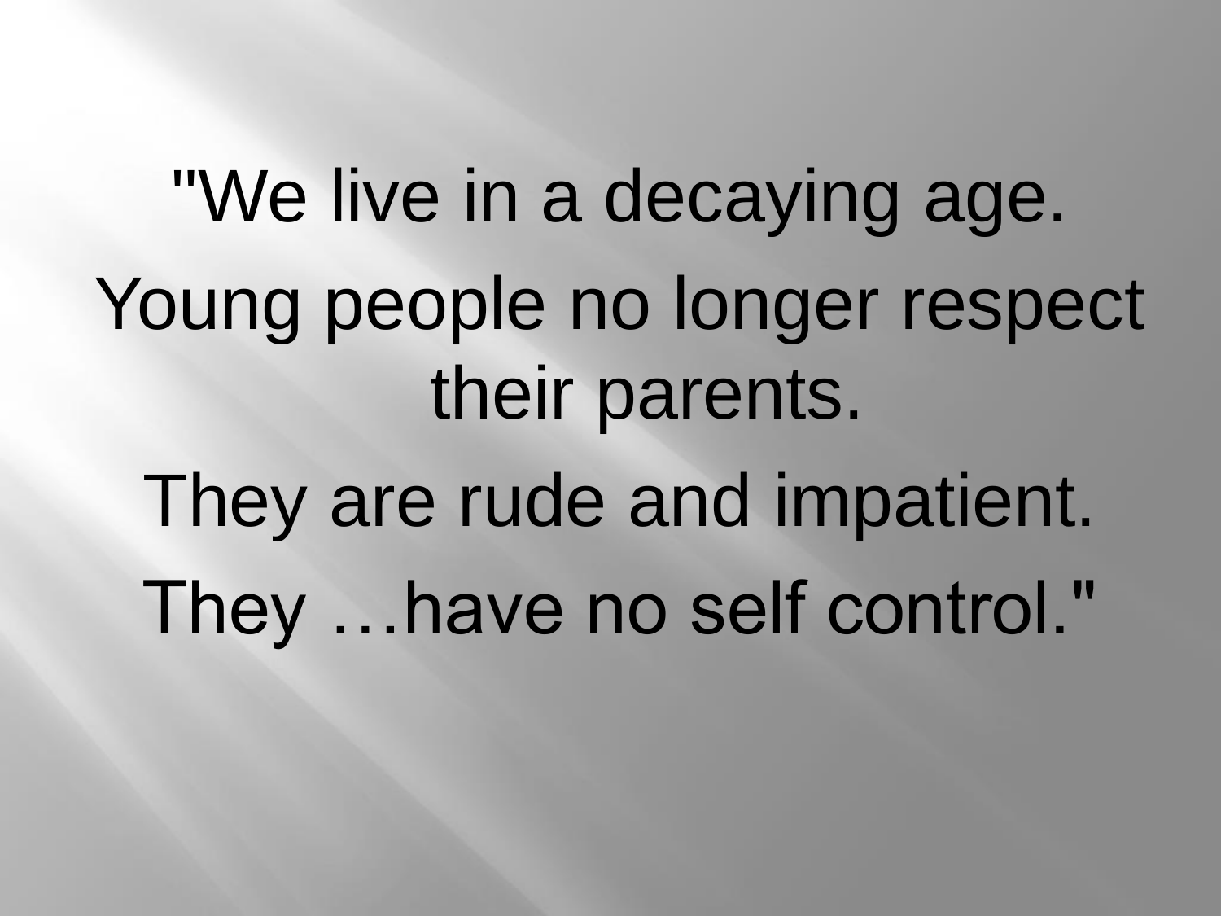"We live in a decaying age.

Young people no longer respect their parents.

They are rude and impatient.

They …have no self control."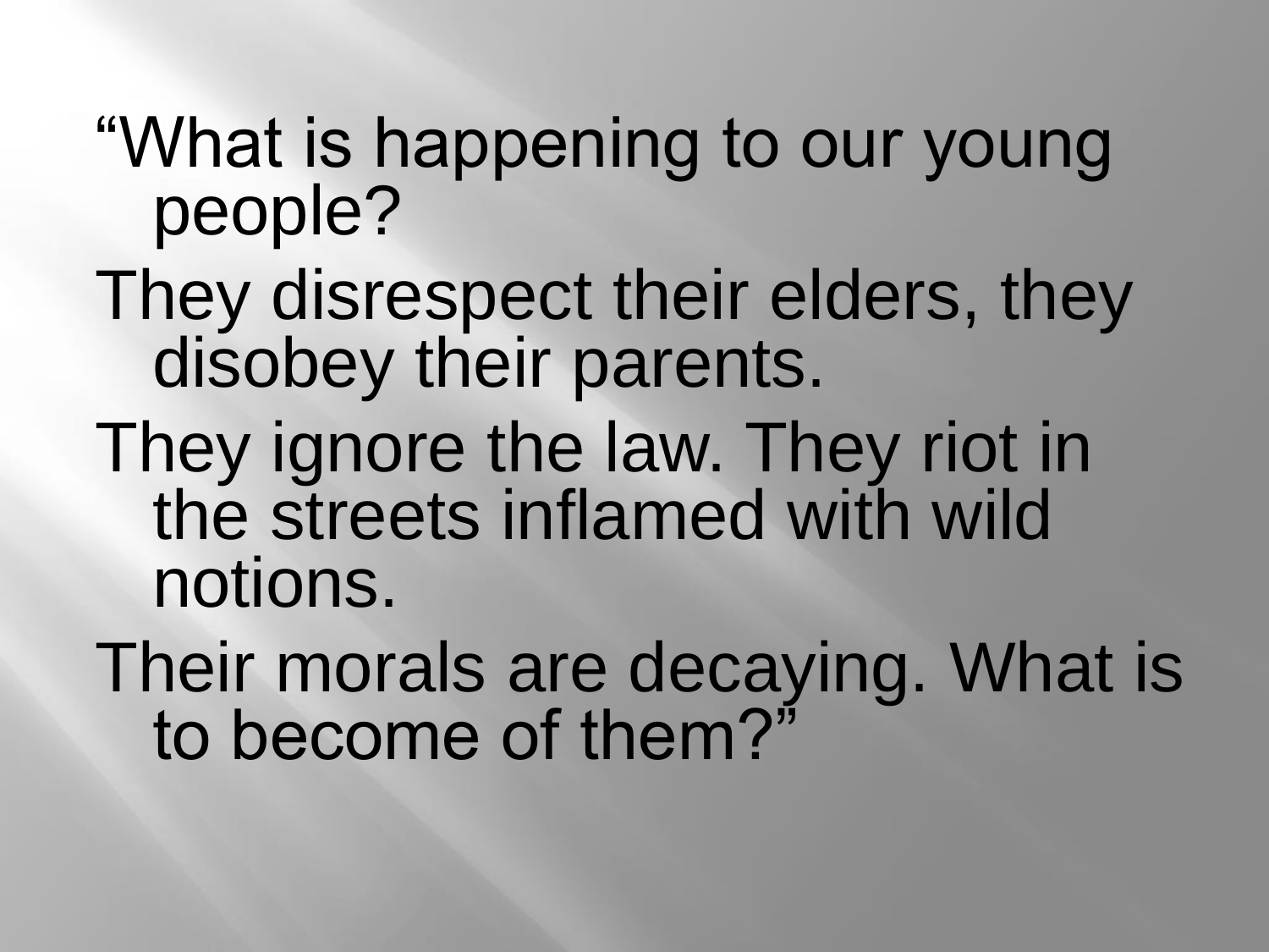"What is happening to our young people?

They disrespect their elders, they disobey their parents.

They ignore the law. They riot in the streets inflamed with wild notions.

Their morals are decaying. What is to become of them?"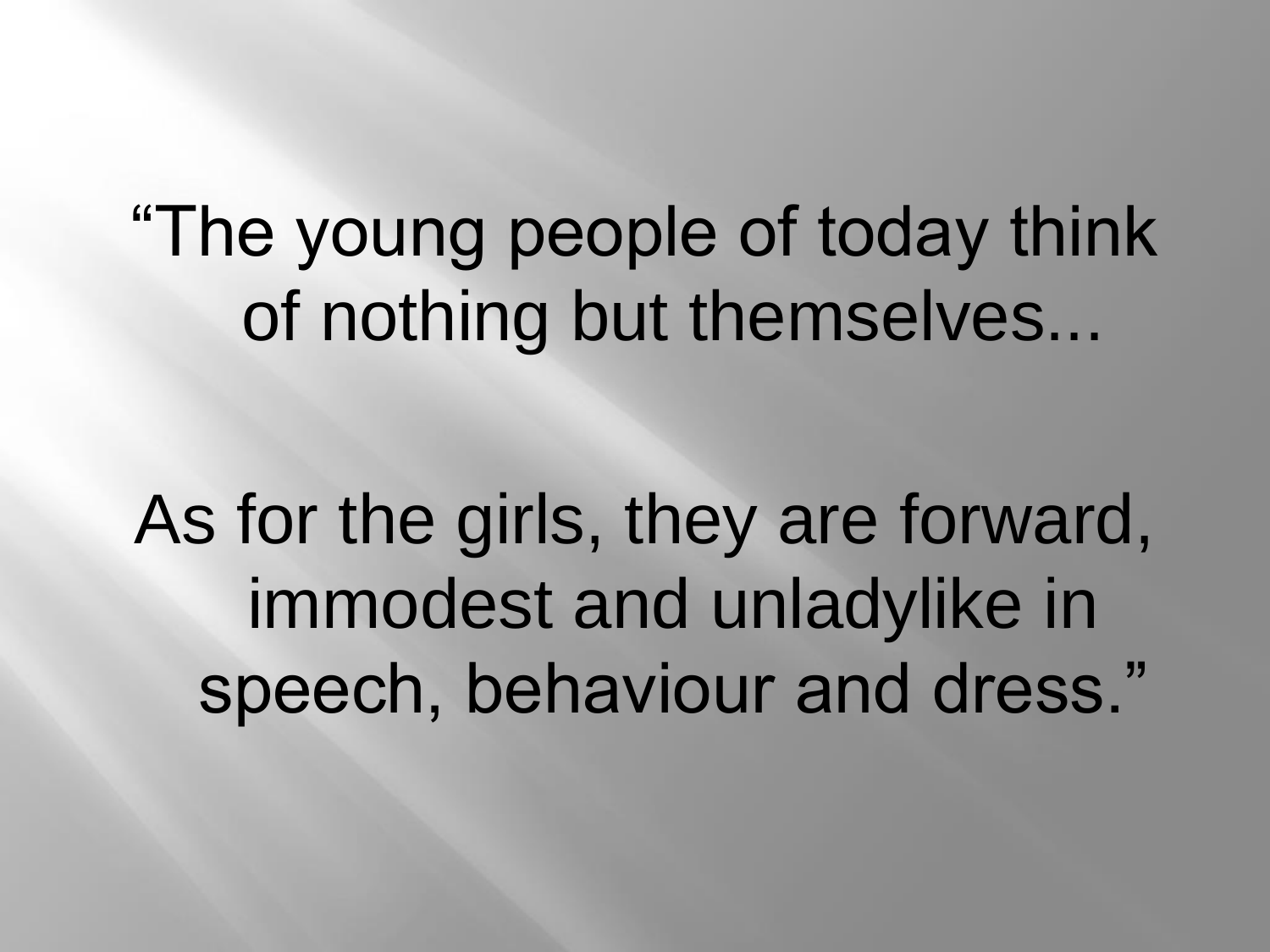"The young people of today think of nothing but themselves...

As for the girls, they are forward, immodest and unladylike in speech, behaviour and dress."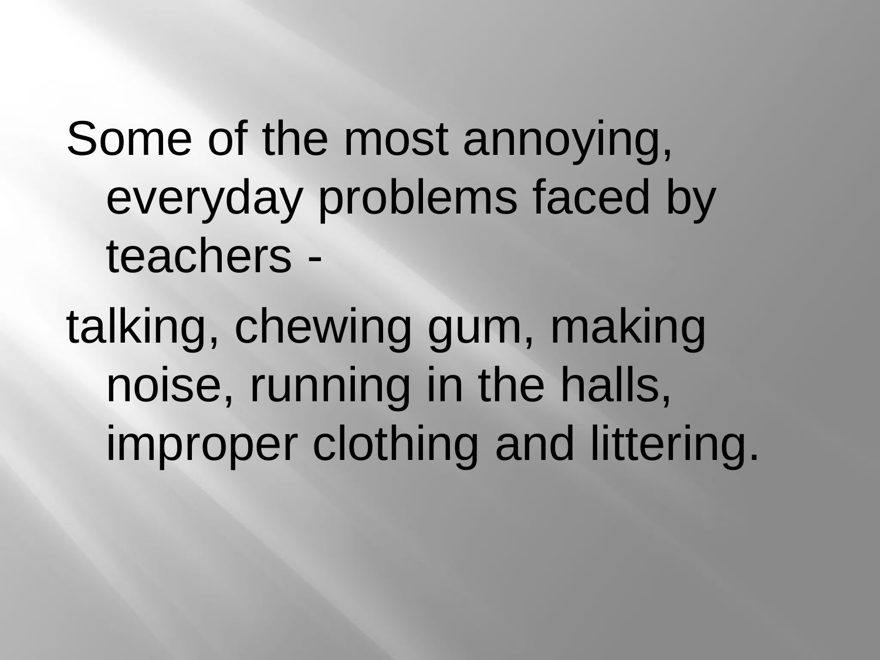Some of the most annoying, everyday problems faced by teachers -

talking, chewing gum, making noise, running in the halls, improper clothing and littering.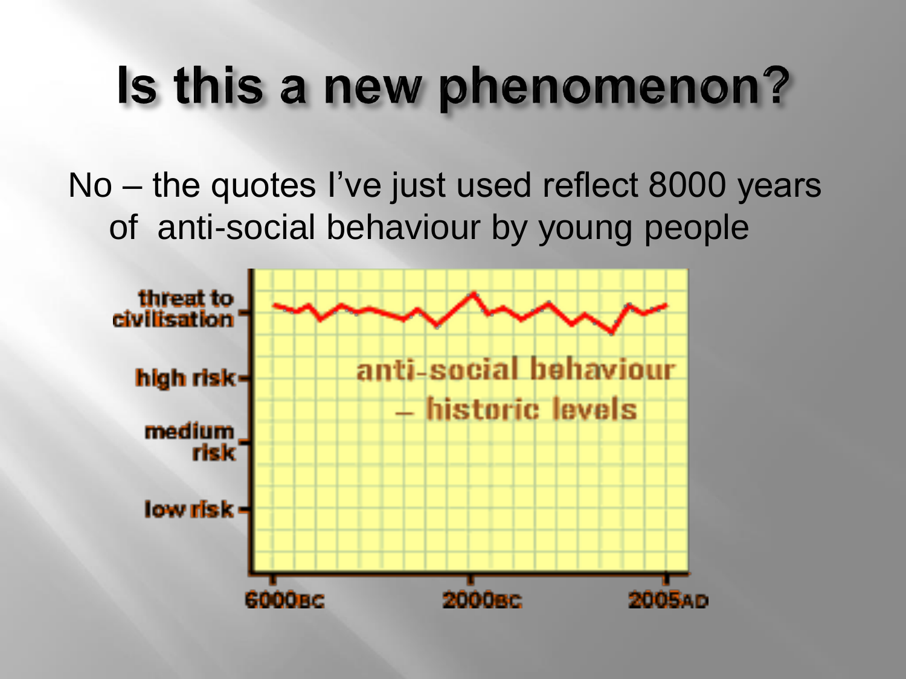# Is this a new phenomenon?

No – the quotes I've just used reflect 8000 years of anti-social behaviour by young people

threat to civilisation

high risk

medium risk

low risk

anti-social behaviour – historic levels

6000BC 2000BC 2005AD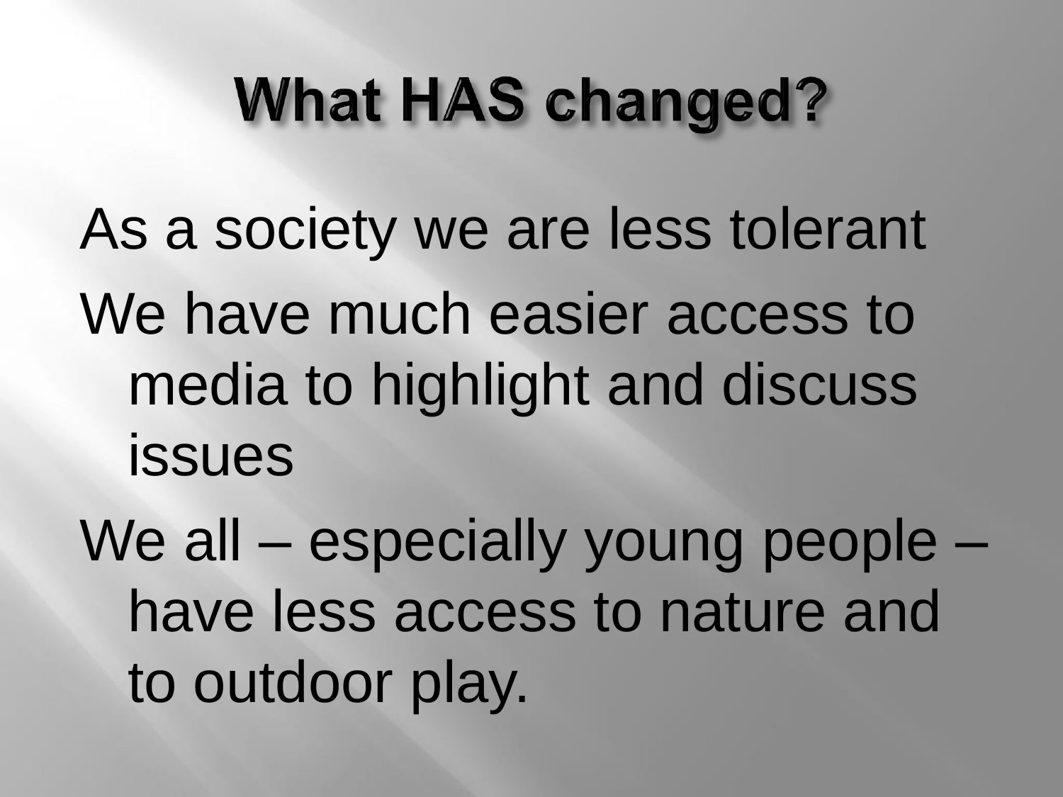# What HAS changed?

- As a society we are less tolerant
- We have much easier access to media to highlight and discuss issues
- We all – especially young people – have less access to nature and to outdoor play.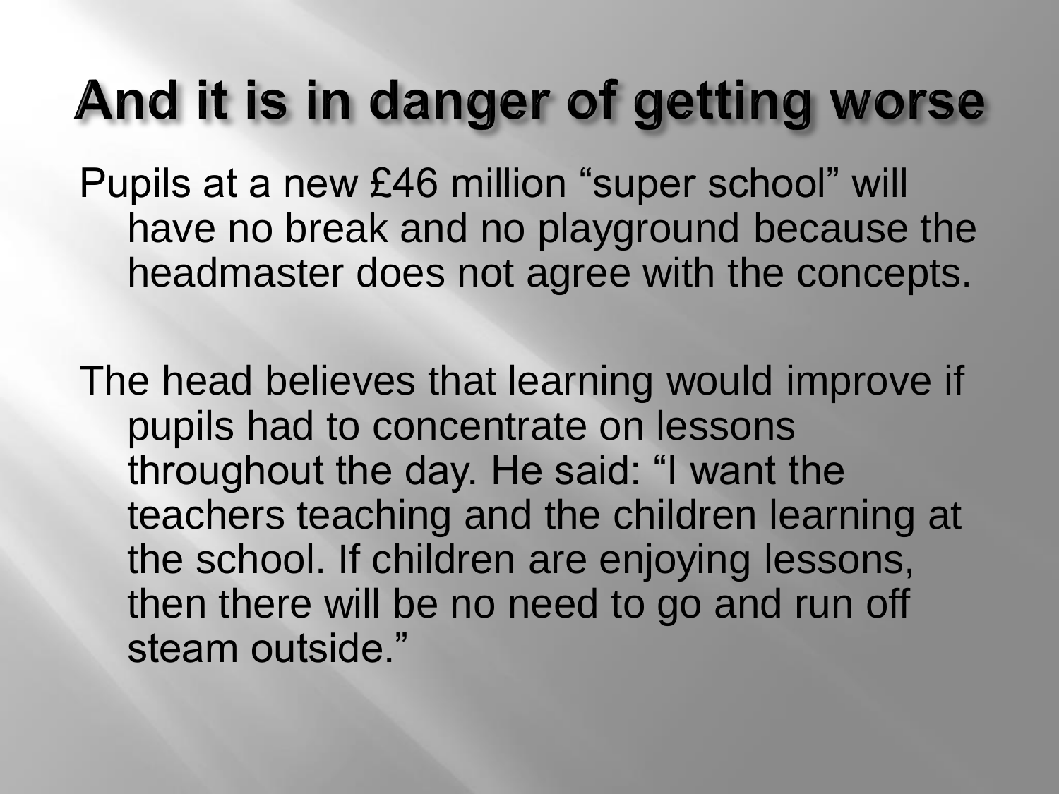# And it is in danger of getting worse

Pupils at a new £46 million "super school" will have no break and no playground because the headmaster does not agree with the concepts.

The head believes that learning would improve if pupils had to concentrate on lessons throughout the day. He said: "I want the teachers teaching and the children learning at the school. If children are enjoying lessons, then there will be no need to go and run off steam outside."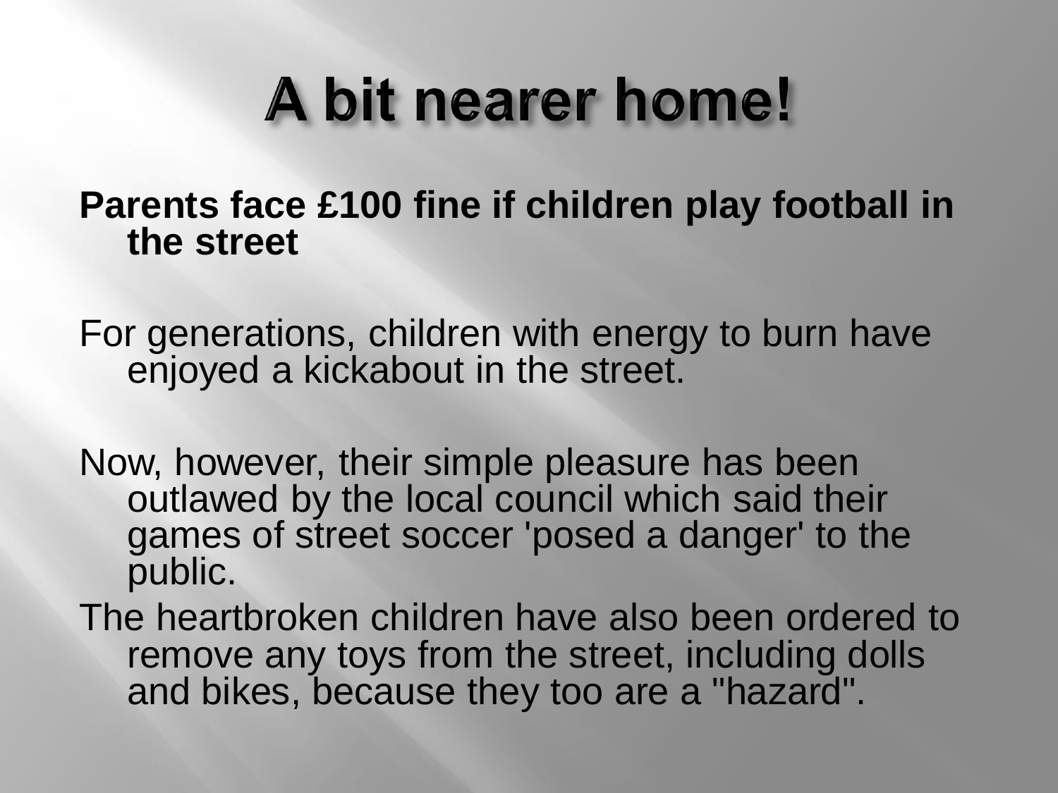# A bit nearer home!

**Parents face £100 fine if children play football in the street**

For generations, children with energy to burn have enjoyed a kickabout in the street.

Now, however, their simple pleasure has been outlawed by the local council which said their games of street soccer 'posed a danger' to the public.

The heartbroken children have also been ordered to remove any toys from the street, including dolls and bikes, because they too are a "hazard".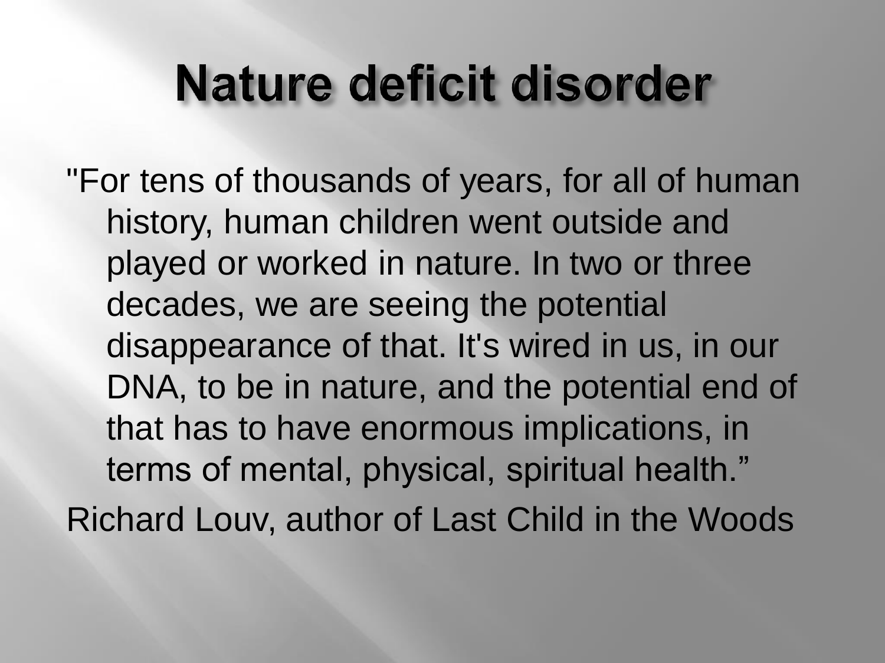# Nature deficit disorder

"For tens of thousands of years, for all of human history, human children went outside and played or worked in nature. In two or three decades, we are seeing the potential disappearance of that. It's wired in us, in our DNA, to be in nature, and the potential end of that has to have enormous implications, in terms of mental, physical, spiritual health."

Richard Louv, author of Last Child in the Woods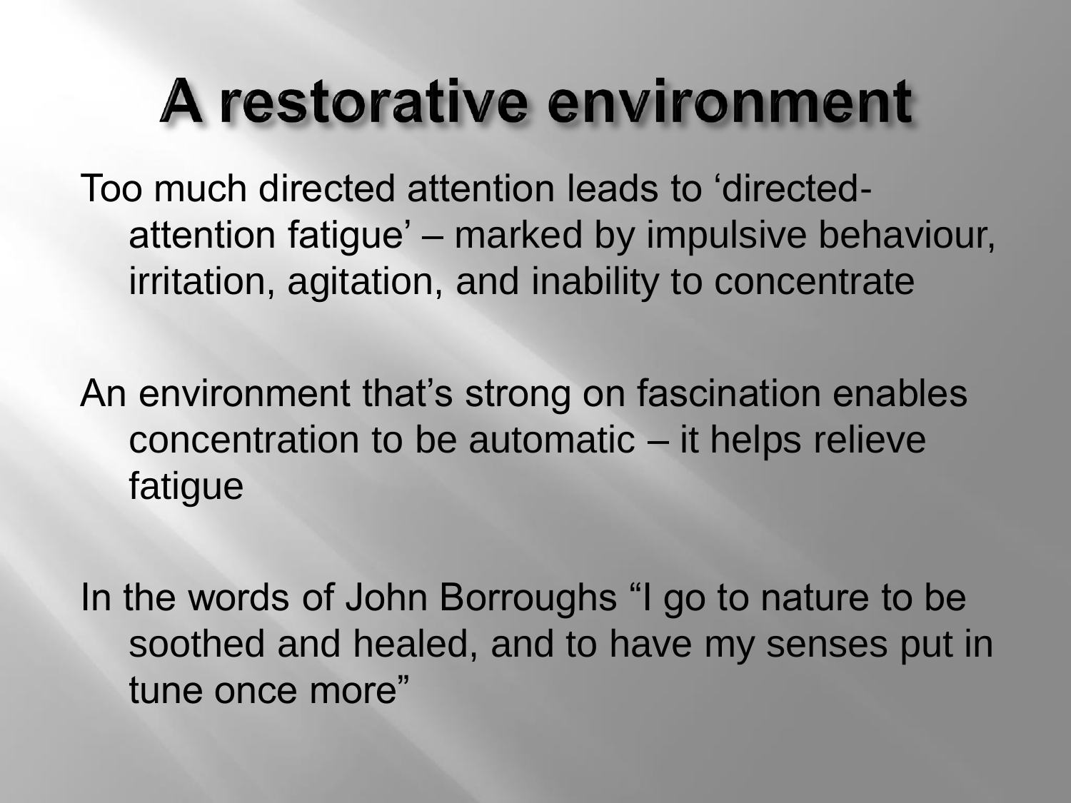# A restorative environment

Too much directed attention leads to 'directed-attention fatigue' – marked by impulsive behaviour, irritation, agitation, and inability to concentrate

An environment that's strong on fascination enables concentration to be automatic – it helps relieve fatigue

In the words of John Borroughs "I go to nature to be soothed and healed, and to have my senses put in tune once more"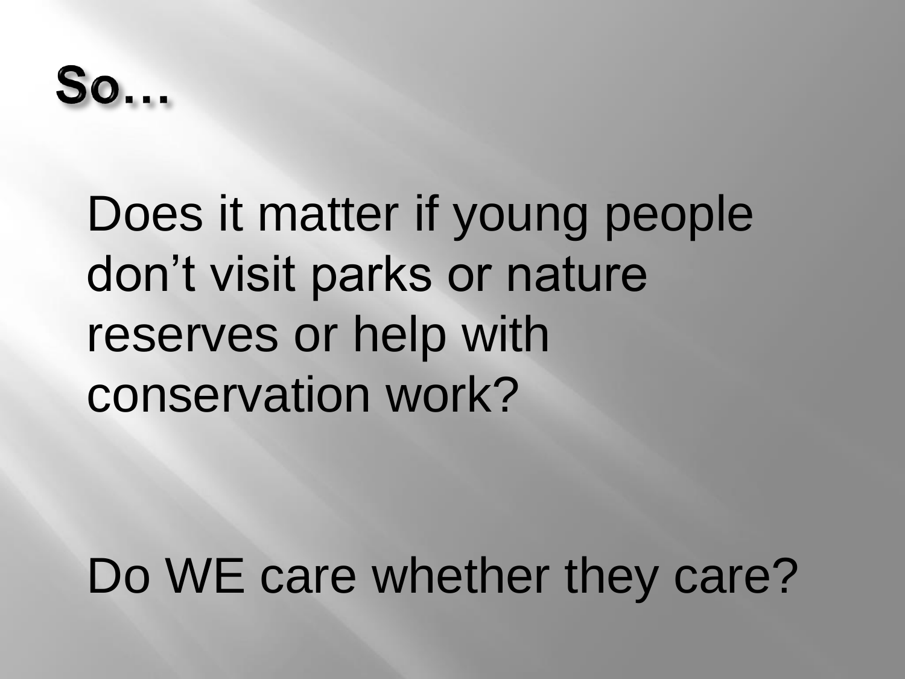# So…

Does it matter if young people don’t visit parks or nature reserves or help with conservation work?

Do WE care whether they care?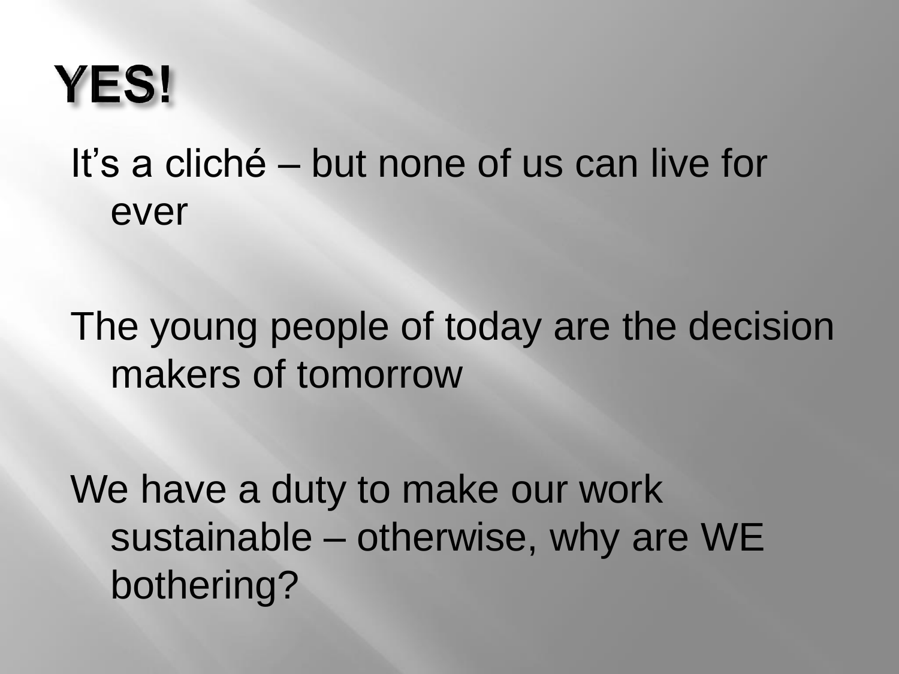# YES!

- It's a cliché – but none of us can live for ever
- The young people of today are the decision makers of tomorrow
- We have a duty to make our work sustainable – otherwise, why are WE bothering?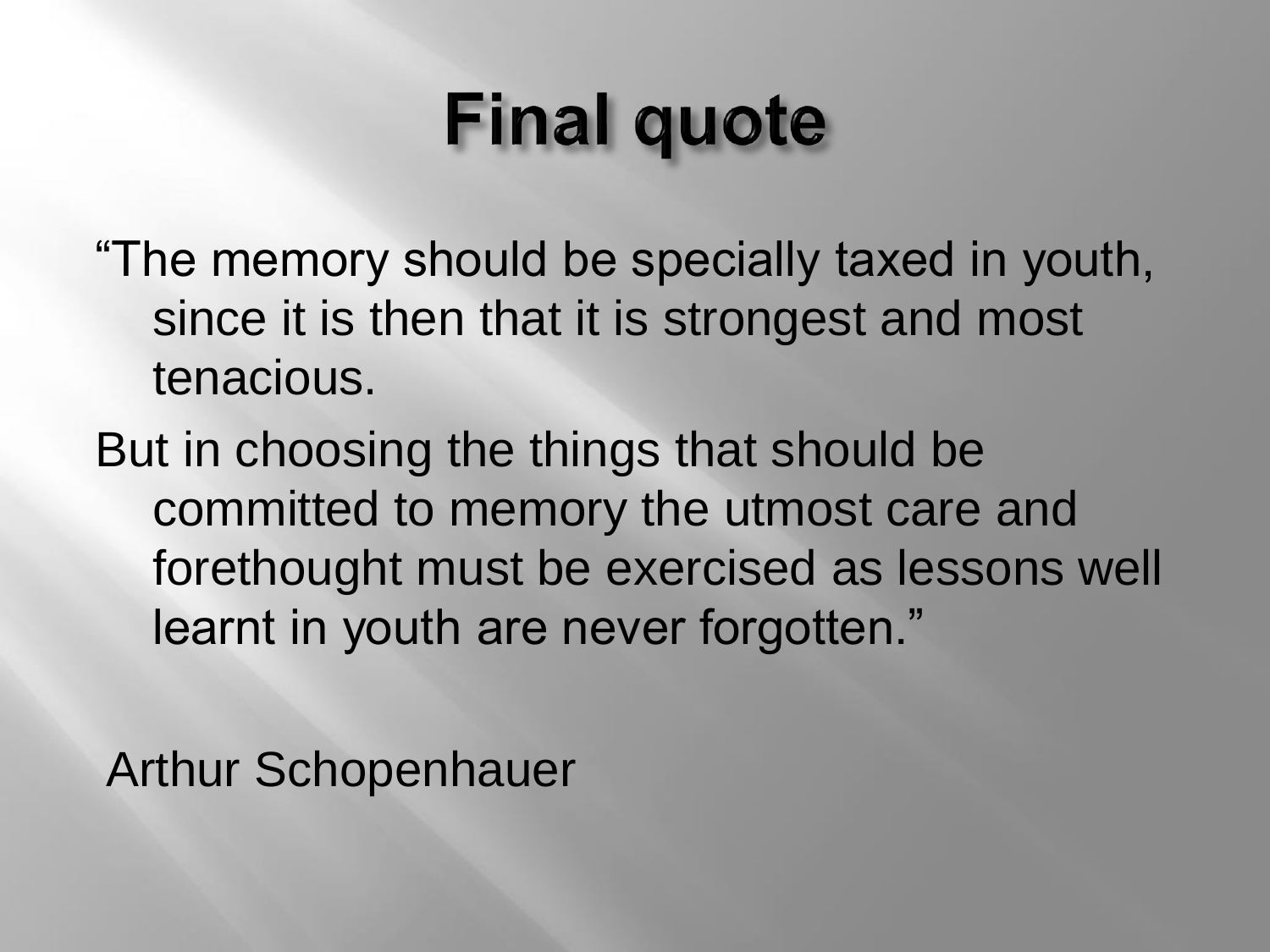# Final quote

"The memory should be specially taxed in youth, since it is then that it is strongest and most tenacious.

But in choosing the things that should be committed to memory the utmost care and forethought must be exercised as lessons well learnt in youth are never forgotten."

Arthur Schopenhauer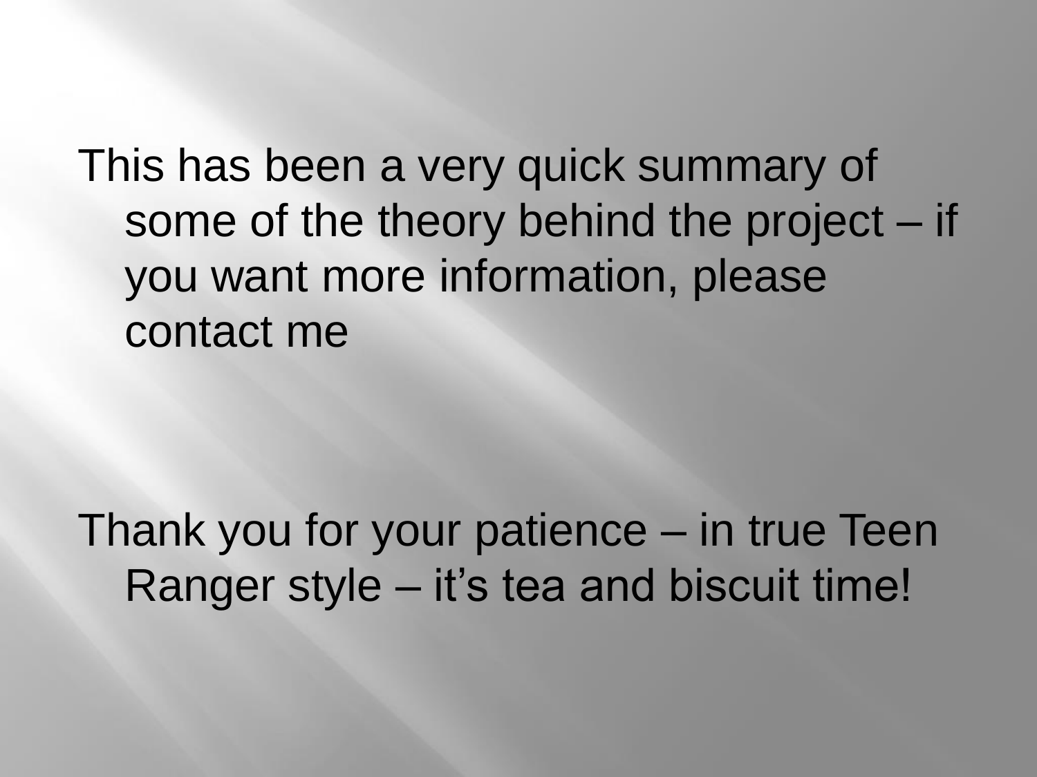This has been a very quick summary of some of the theory behind the project – if you want more information, please contact me

Thank you for your patience – in true Teen Ranger style – it's tea and biscuit time!